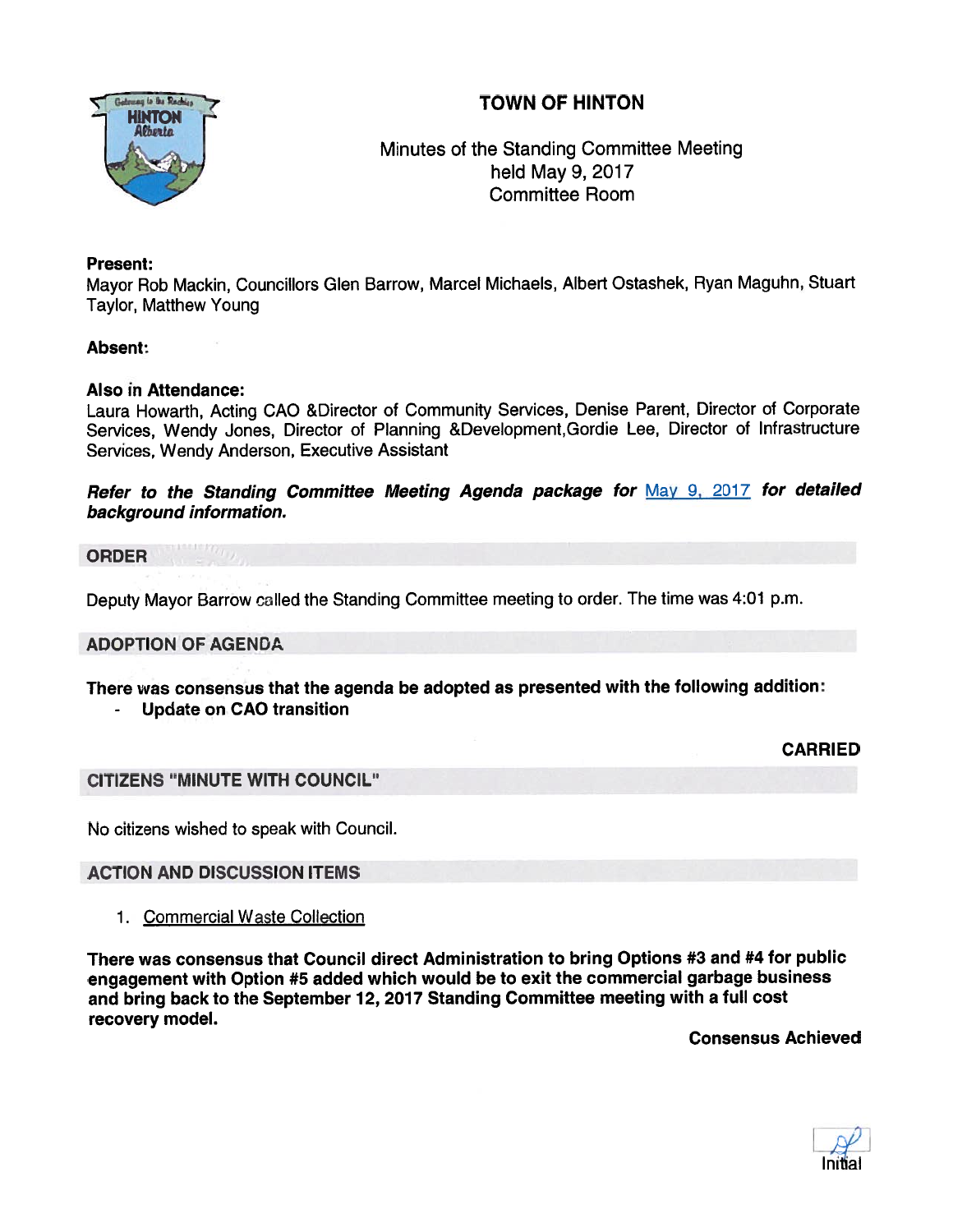# TOWN OF HINTON

Minutes of the Standing Committee Meeting
held May 9, 2017
Committee Room

**Present:**
Mayor Rob Mackin, Councillors Glen Barrow, Marcel Michaels, Albert Ostashek, Ryan Maguhn, Stuart Taylor, Matthew Young

**Absent:**

**Also in Attendance:**
Laura Howarth, Acting CAO &Director of Community Services, Denise Parent, Director of Corporate Services, Wendy Jones, Director of Planning &Development,Gordie Lee, Director of Infrastructure Services, Wendy Anderson, Executive Assistant

***Refer to the Standing Committee Meeting Agenda package for May 9, 2017 for detailed background information.***

## ORDER

Deputy Mayor Barrow called the Standing Committee meeting to order. The time was 4:01 p.m.

## ADOPTION OF AGENDA

**There was consensus that the agenda be adopted as presented with the following addition:**

- **Update on CAO transition**

**CARRIED**

## CITIZENS "MINUTE WITH COUNCIL"

No citizens wished to speak with Council.

## ACTION AND DISCUSSION ITEMS

1. Commercial Waste Collection

**There was consensus that Council direct Administration to bring Options #3 and #4 for public engagement with Option #5 added which would be to exit the commercial garbage business and bring back to the September 12, 2017 Standing Committee meeting with a full cost recovery model.**

**Consensus Achieved**

Initial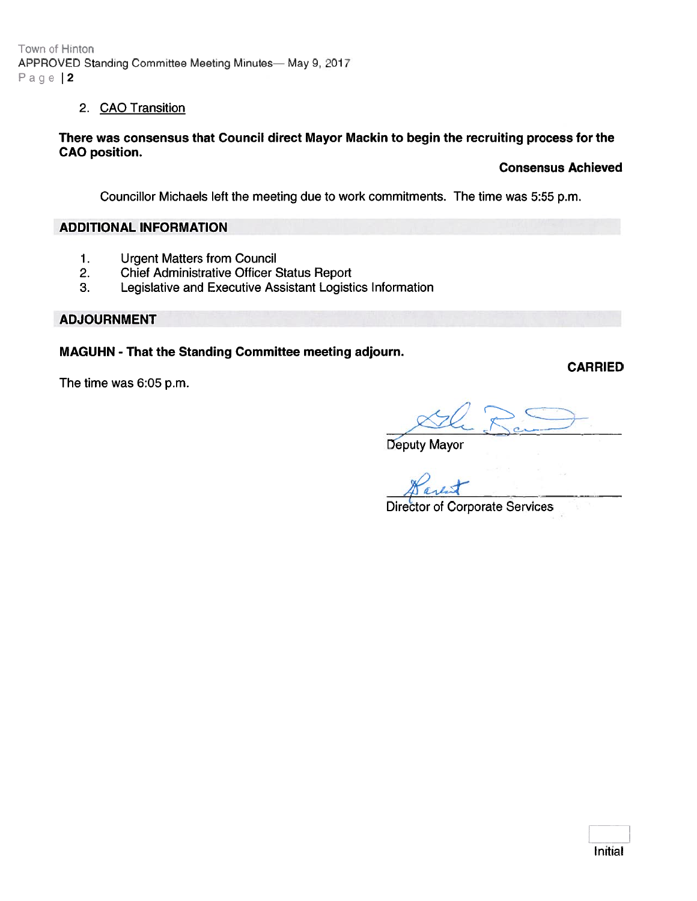2. CAO Transition

**There was consensus that Council direct Mayor Mackin to begin the recruiting process for the CAO position.**

**Consensus Achieved**

Councillor Michaels left the meeting due to work commitments. The time was 5:55 p.m.

## ADDITIONAL INFORMATION

1. Urgent Matters from Council
2. Chief Administrative Officer Status Report
3. Legislative and Executive Assistant Logistics Information

## ADJOURNMENT

**MAGUHN - That the Standing Committee meeting adjourn.**

**CARRIED**

The time was 6:05 p.m.

Deputy Mayor

Director of Corporate Services

Initial